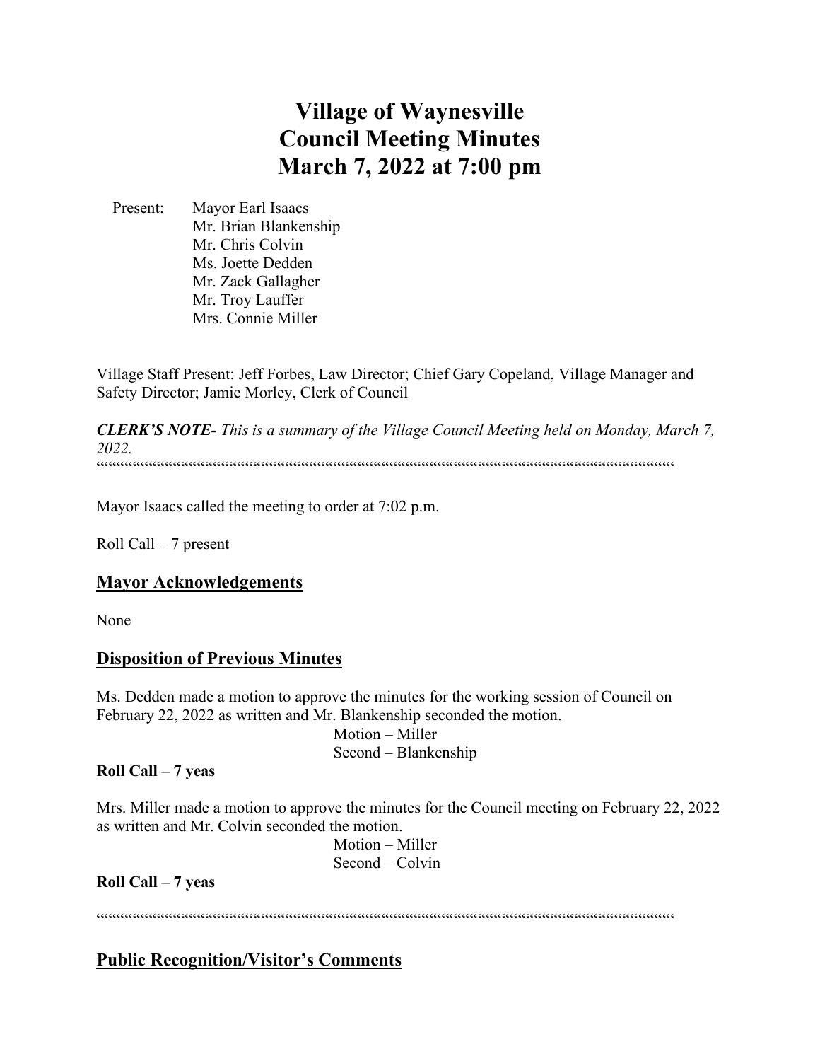# Village of Waynesville
# Council Meeting Minutes
# March 7, 2022 at 7:00 pm

Present: Mayor Earl Isaacs
Mr. Brian Blankenship
Mr. Chris Colvin
Ms. Joette Dedden
Mr. Zack Gallagher
Mr. Troy Lauffer
Mrs. Connie Miller

Village Staff Present: Jeff Forbes, Law Director; Chief Gary Copeland, Village Manager and Safety Director; Jamie Morley, Clerk of Council

***CLERK'S NOTE-*** *This is a summary of the Village Council Meeting held on Monday, March 7, 2022.*

""""""""""""""""""""""""""""""""""""""""""""""""""""""""""""""""""""""""""""""""""""""""""""""""""""""""""""""""""""""""""""""""""""

Mayor Isaacs called the meeting to order at 7:02 p.m.

Roll Call – 7 present

## Mayor Acknowledgements

None

## Disposition of Previous Minutes

Ms. Dedden made a motion to approve the minutes for the working session of Council on February 22, 2022 as written and Mr. Blankenship seconded the motion.

Motion – Miller
Second – Blankenship

**Roll Call – 7 yeas**

Mrs. Miller made a motion to approve the minutes for the Council meeting on February 22, 2022 as written and Mr. Colvin seconded the motion.

Motion – Miller
Second – Colvin

**Roll Call – 7 yeas**

""""""""""""""""""""""""""""""""""""""""""""""""""""""""""""""""""""""""""""""""""""""""""""""""""""""""""""""""""""""""""""""""""""

## Public Recognition/Visitor's Comments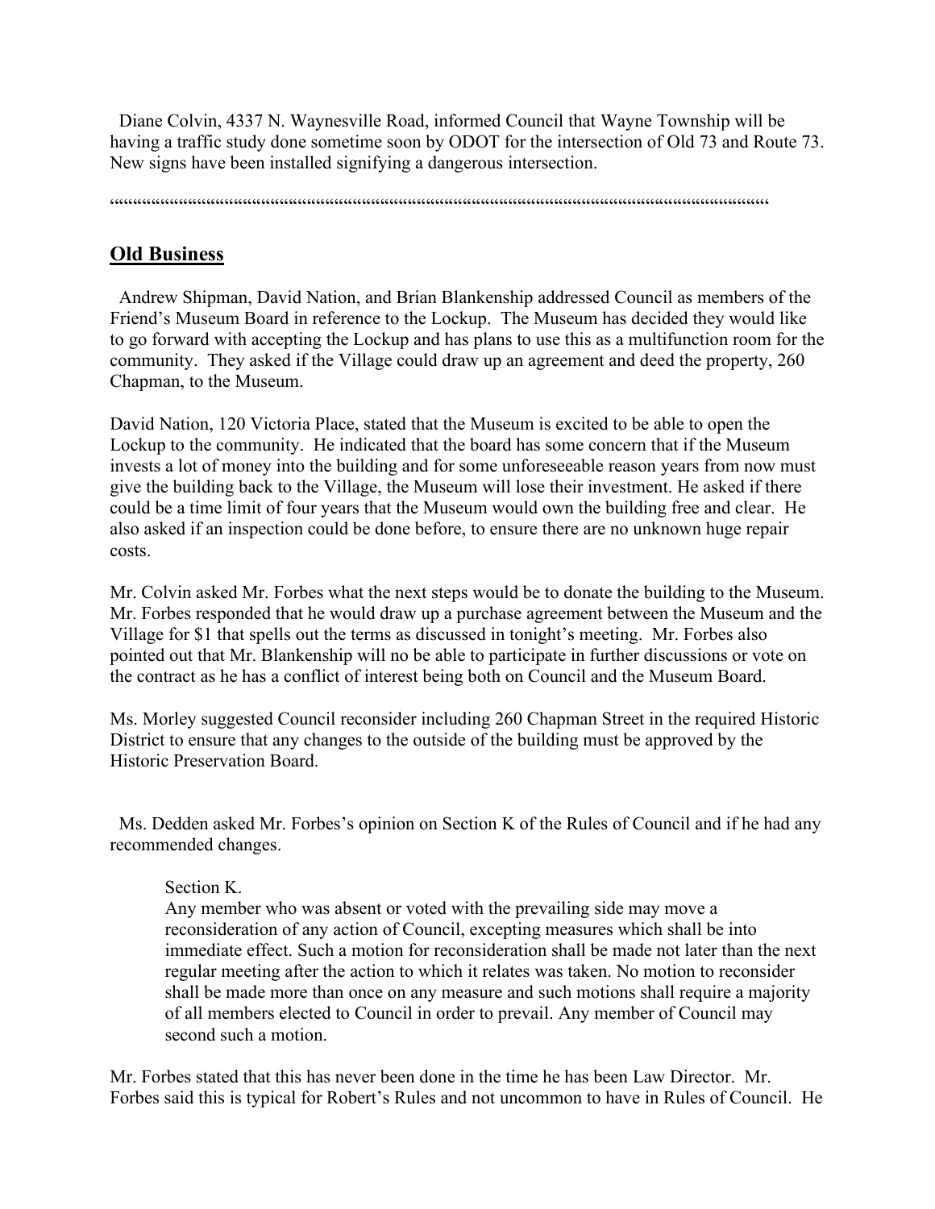Diane Colvin, 4337 N. Waynesville Road, informed Council that Wayne Township will be having a traffic study done sometime soon by ODOT for the intersection of Old 73 and Route 73. New signs have been installed signifying a dangerous intersection.

““““““““““““““““““““““““““““““““““““““““““““““““““““““““““““““““““““““““““““““““““““““““““““““““““““““““““““““““““““““““““““““““““

## Old Business

Andrew Shipman, David Nation, and Brian Blankenship addressed Council as members of the Friend’s Museum Board in reference to the Lockup. The Museum has decided they would like to go forward with accepting the Lockup and has plans to use this as a multifunction room for the community. They asked if the Village could draw up an agreement and deed the property, 260 Chapman, to the Museum.

David Nation, 120 Victoria Place, stated that the Museum is excited to be able to open the Lockup to the community. He indicated that the board has some concern that if the Museum invests a lot of money into the building and for some unforeseeable reason years from now must give the building back to the Village, the Museum will lose their investment. He asked if there could be a time limit of four years that the Museum would own the building free and clear. He also asked if an inspection could be done before, to ensure there are no unknown huge repair costs.

Mr. Colvin asked Mr. Forbes what the next steps would be to donate the building to the Museum. Mr. Forbes responded that he would draw up a purchase agreement between the Museum and the Village for $1 that spells out the terms as discussed in tonight’s meeting. Mr. Forbes also pointed out that Mr. Blankenship will no be able to participate in further discussions or vote on the contract as he has a conflict of interest being both on Council and the Museum Board.

Ms. Morley suggested Council reconsider including 260 Chapman Street in the required Historic District to ensure that any changes to the outside of the building must be approved by the Historic Preservation Board.

Ms. Dedden asked Mr. Forbes’s opinion on Section K of the Rules of Council and if he had any recommended changes.

> Section K.
> Any member who was absent or voted with the prevailing side may move a reconsideration of any action of Council, excepting measures which shall be into immediate effect. Such a motion for reconsideration shall be made not later than the next regular meeting after the action to which it relates was taken. No motion to reconsider shall be made more than once on any measure and such motions shall require a majority of all members elected to Council in order to prevail. Any member of Council may second such a motion.

Mr. Forbes stated that this has never been done in the time he has been Law Director. Mr. Forbes said this is typical for Robert’s Rules and not uncommon to have in Rules of Council. He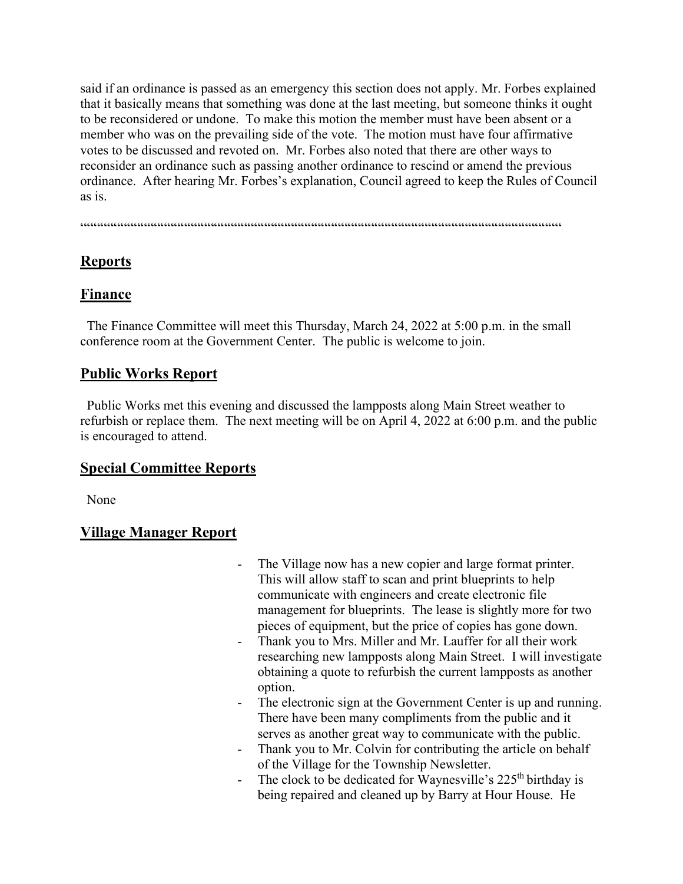said if an ordinance is passed as an emergency this section does not apply. Mr. Forbes explained that it basically means that something was done at the last meeting, but someone thinks it ought to be reconsidered or undone. To make this motion the member must have been absent or a member who was on the prevailing side of the vote. The motion must have four affirmative votes to be discussed and revoted on. Mr. Forbes also noted that there are other ways to reconsider an ordinance such as passing another ordinance to rescind or amend the previous ordinance. After hearing Mr. Forbes's explanation, Council agreed to keep the Rules of Council as is.

""""""""""""""""""""""""""""""""""""""""""""""""""""""""""""""""""""""""""""""""""""""""""""""""""""""""""""""""""""""""""""""""""""""""""""""

## Reports

## Finance

The Finance Committee will meet this Thursday, March 24, 2022 at 5:00 p.m. in the small conference room at the Government Center. The public is welcome to join.

## Public Works Report

Public Works met this evening and discussed the lampposts along Main Street weather to refurbish or replace them. The next meeting will be on April 4, 2022 at 6:00 p.m. and the public is encouraged to attend.

## Special Committee Reports

None

## Village Manager Report

- The Village now has a new copier and large format printer. This will allow staff to scan and print blueprints to help communicate with engineers and create electronic file management for blueprints. The lease is slightly more for two pieces of equipment, but the price of copies has gone down.
- Thank you to Mrs. Miller and Mr. Lauffer for all their work researching new lampposts along Main Street. I will investigate obtaining a quote to refurbish the current lampposts as another option.
- The electronic sign at the Government Center is up and running. There have been many compliments from the public and it serves as another great way to communicate with the public.
- Thank you to Mr. Colvin for contributing the article on behalf of the Village for the Township Newsletter.
- The clock to be dedicated for Waynesville's 225th birthday is being repaired and cleaned up by Barry at Hour House. He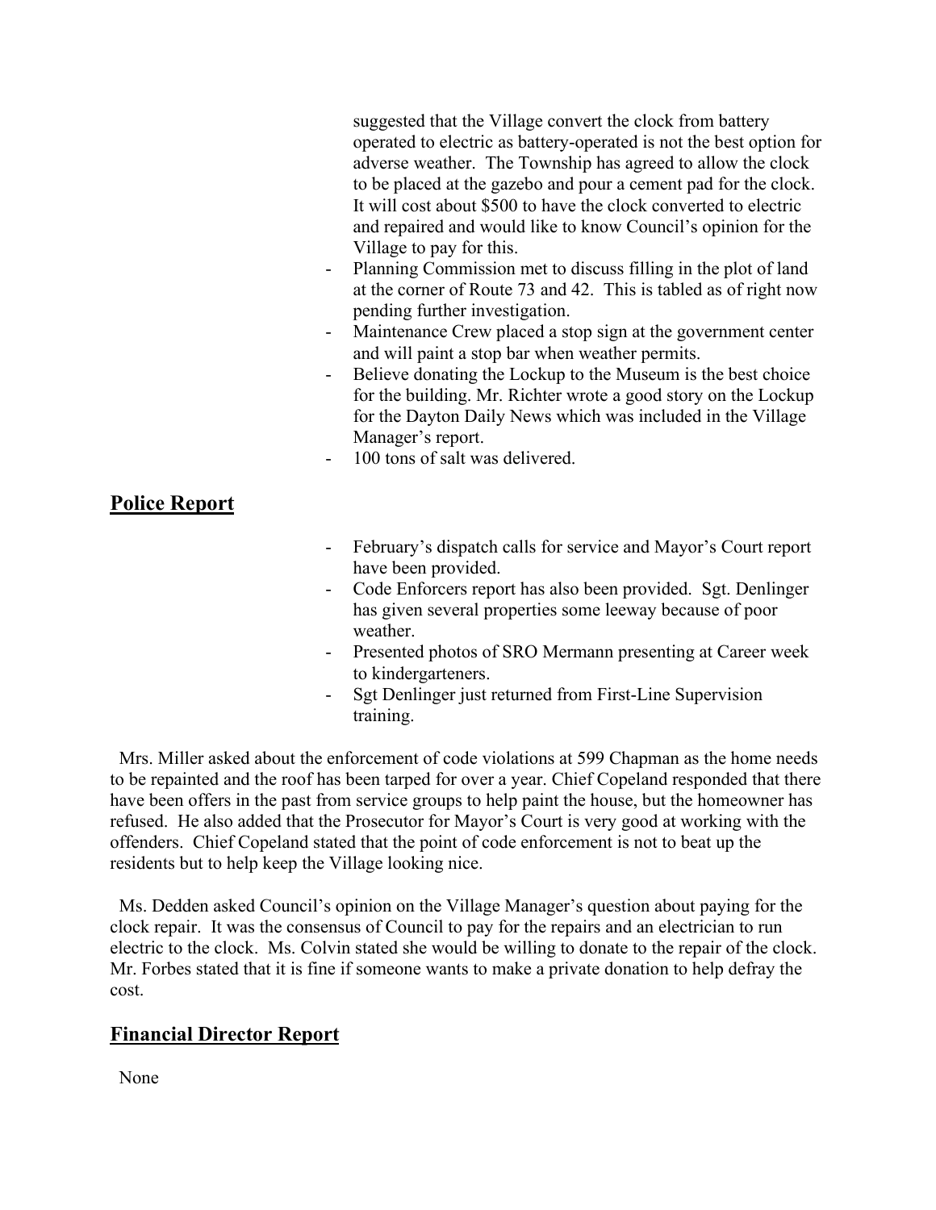suggested that the Village convert the clock from battery operated to electric as battery-operated is not the best option for adverse weather. The Township has agreed to allow the clock to be placed at the gazebo and pour a cement pad for the clock. It will cost about $500 to have the clock converted to electric and repaired and would like to know Council's opinion for the Village to pay for this.

- Planning Commission met to discuss filling in the plot of land at the corner of Route 73 and 42. This is tabled as of right now pending further investigation.
- Maintenance Crew placed a stop sign at the government center and will paint a stop bar when weather permits.
- Believe donating the Lockup to the Museum is the best choice for the building. Mr. Richter wrote a good story on the Lockup for the Dayton Daily News which was included in the Village Manager's report.
- 100 tons of salt was delivered.

## Police Report

- February's dispatch calls for service and Mayor's Court report have been provided.
- Code Enforcers report has also been provided. Sgt. Denlinger has given several properties some leeway because of poor weather.
- Presented photos of SRO Mermann presenting at Career week to kindergarteners.
- Sgt Denlinger just returned from First-Line Supervision training.

Mrs. Miller asked about the enforcement of code violations at 599 Chapman as the home needs to be repainted and the roof has been tarped for over a year. Chief Copeland responded that there have been offers in the past from service groups to help paint the house, but the homeowner has refused. He also added that the Prosecutor for Mayor's Court is very good at working with the offenders. Chief Copeland stated that the point of code enforcement is not to beat up the residents but to help keep the Village looking nice.

Ms. Dedden asked Council's opinion on the Village Manager's question about paying for the clock repair. It was the consensus of Council to pay for the repairs and an electrician to run electric to the clock. Ms. Colvin stated she would be willing to donate to the repair of the clock. Mr. Forbes stated that it is fine if someone wants to make a private donation to help defray the cost.

## Financial Director Report

None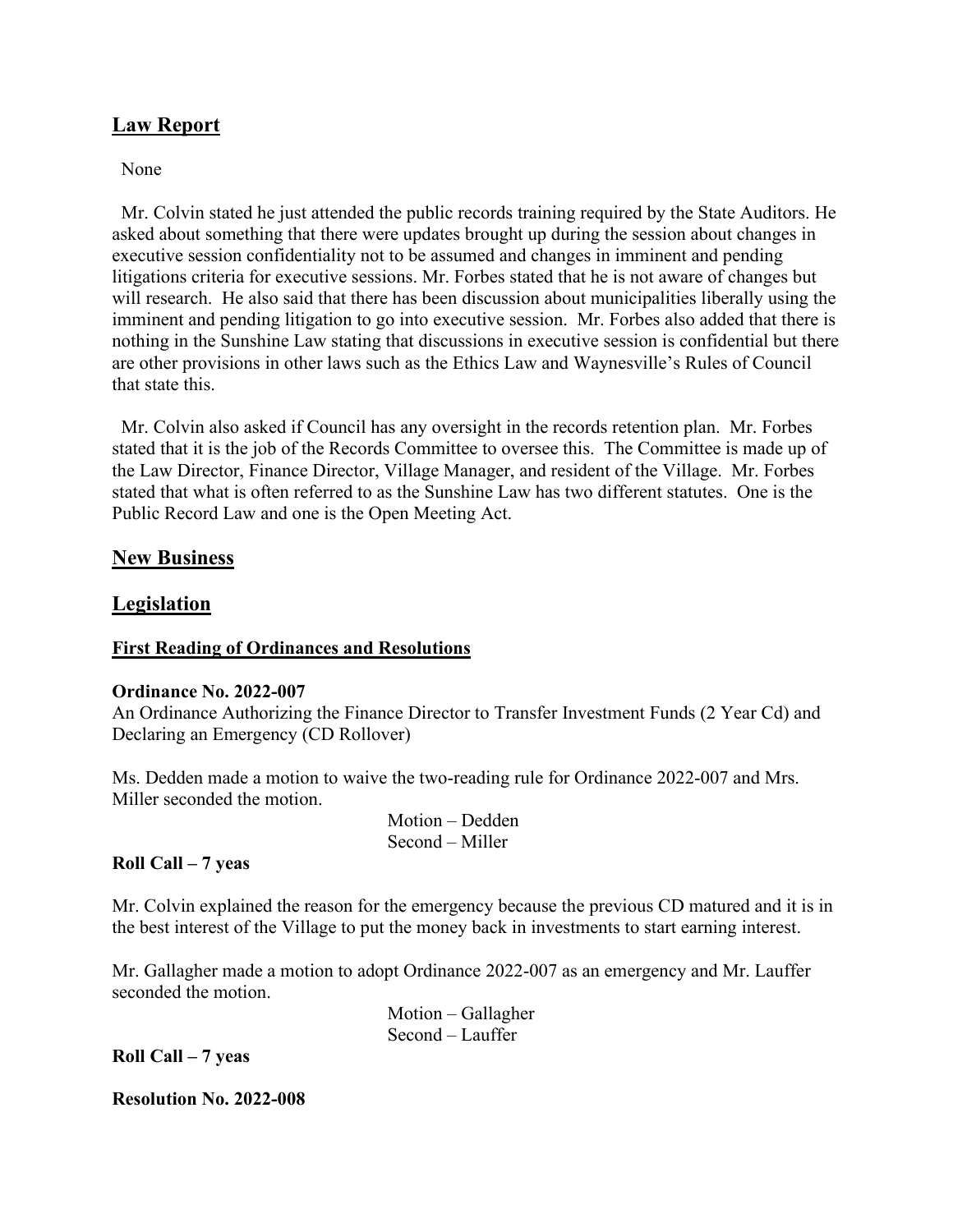## Law Report

None

Mr. Colvin stated he just attended the public records training required by the State Auditors. He asked about something that there were updates brought up during the session about changes in executive session confidentiality not to be assumed and changes in imminent and pending litigations criteria for executive sessions. Mr. Forbes stated that he is not aware of changes but will research. He also said that there has been discussion about municipalities liberally using the imminent and pending litigation to go into executive session. Mr. Forbes also added that there is nothing in the Sunshine Law stating that discussions in executive session is confidential but there are other provisions in other laws such as the Ethics Law and Waynesville's Rules of Council that state this.

Mr. Colvin also asked if Council has any oversight in the records retention plan. Mr. Forbes stated that it is the job of the Records Committee to oversee this. The Committee is made up of the Law Director, Finance Director, Village Manager, and resident of the Village. Mr. Forbes stated that what is often referred to as the Sunshine Law has two different statutes. One is the Public Record Law and one is the Open Meeting Act.

## New Business

## Legislation

### First Reading of Ordinances and Resolutions

**Ordinance No. 2022-007**
An Ordinance Authorizing the Finance Director to Transfer Investment Funds (2 Year Cd) and Declaring an Emergency (CD Rollover)

Ms. Dedden made a motion to waive the two-reading rule for Ordinance 2022-007 and Mrs. Miller seconded the motion.

Motion – Dedden
Second – Miller

**Roll Call – 7 yeas**

Mr. Colvin explained the reason for the emergency because the previous CD matured and it is in the best interest of the Village to put the money back in investments to start earning interest.

Mr. Gallagher made a motion to adopt Ordinance 2022-007 as an emergency and Mr. Lauffer seconded the motion.

Motion – Gallagher
Second – Lauffer

**Roll Call – 7 yeas**

**Resolution No. 2022-008**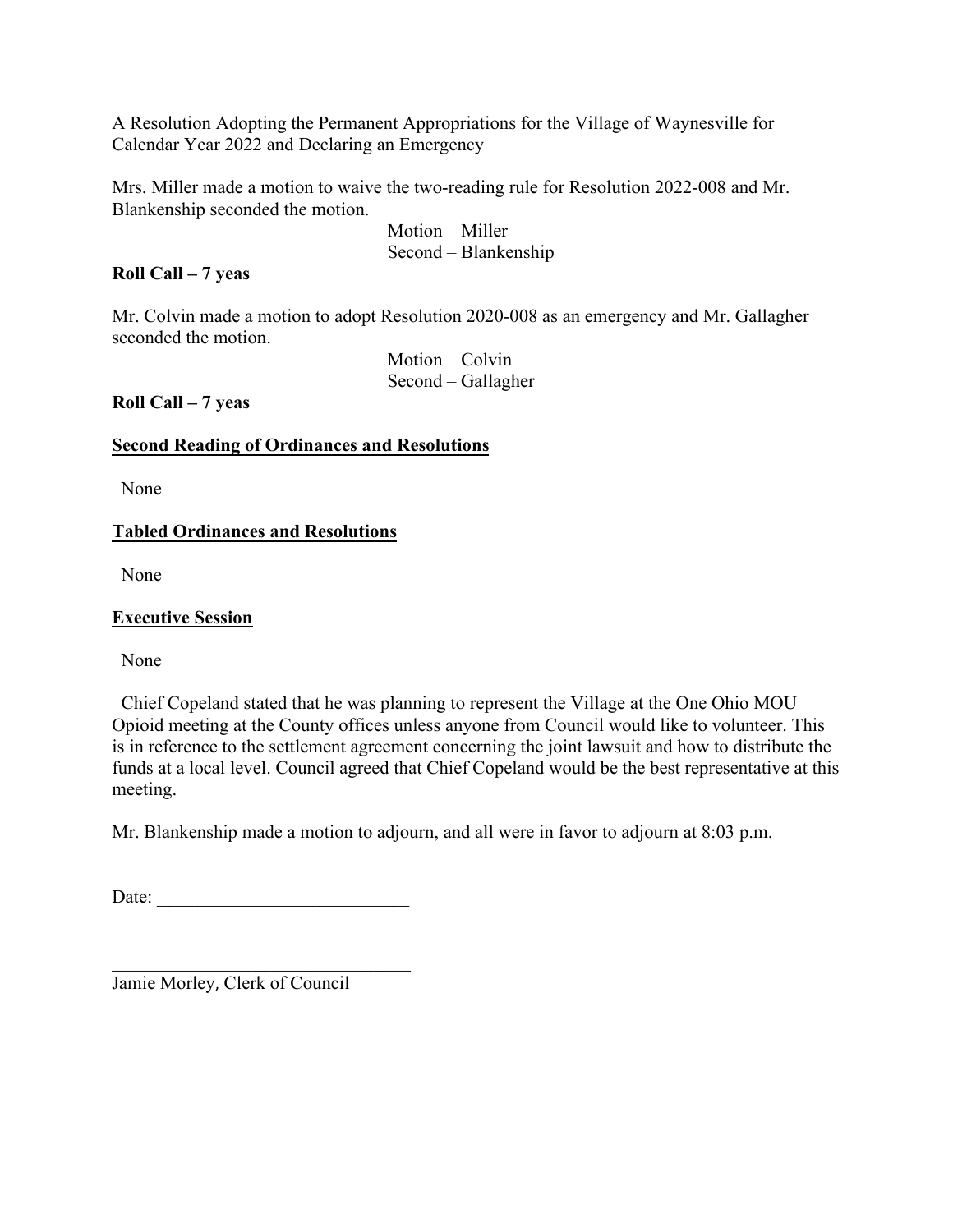A Resolution Adopting the Permanent Appropriations for the Village of Waynesville for Calendar Year 2022 and Declaring an Emergency

Mrs. Miller made a motion to waive the two-reading rule for Resolution 2022-008 and Mr. Blankenship seconded the motion.

Motion – Miller
Second – Blankenship

**Roll Call – 7 yeas**

Mr. Colvin made a motion to adopt Resolution 2020-008 as an emergency and Mr. Gallagher seconded the motion.

Motion – Colvin
Second – Gallagher

**Roll Call – 7 yeas**

**Second Reading of Ordinances and Resolutions**

None

**Tabled Ordinances and Resolutions**

None

**Executive Session**

None

Chief Copeland stated that he was planning to represent the Village at the One Ohio MOU Opioid meeting at the County offices unless anyone from Council would like to volunteer. This is in reference to the settlement agreement concerning the joint lawsuit and how to distribute the funds at a local level. Council agreed that Chief Copeland would be the best representative at this meeting.

Mr. Blankenship made a motion to adjourn, and all were in favor to adjourn at 8:03 p.m.

Date: ___________________________

_________________________________
Jamie Morley, Clerk of Council